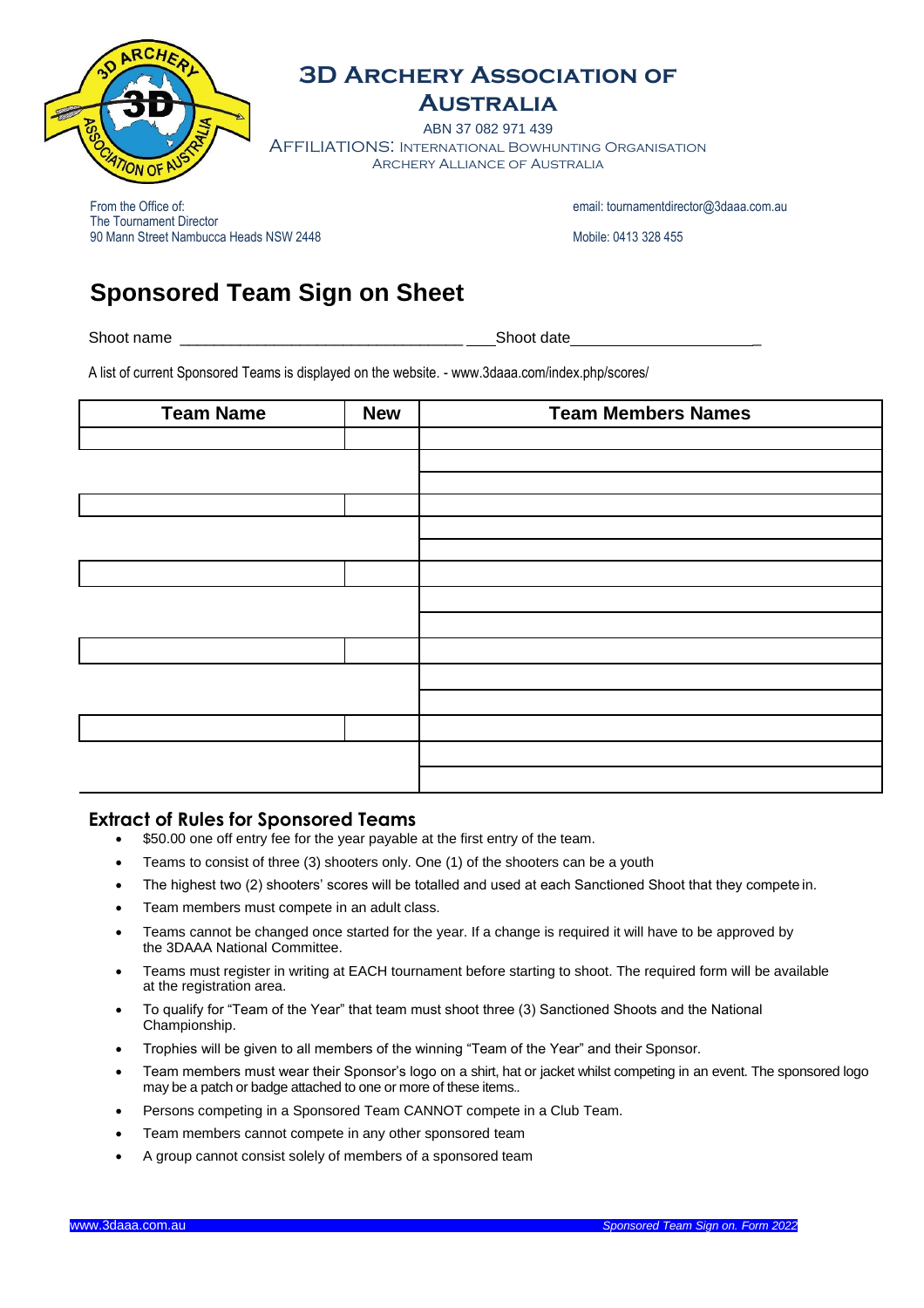# 3D Archery Association of Australia

ABN 37 082 971 439

Affiliations: International Bowhunting Organisation
Archery Alliance of Australia

From the Office of:
The Tournament Director
90 Mann Street Nambucca Heads NSW 2448

email: tournamentdirector@3daaa.com.au

Mobile: 0413 328 455

## Sponsored Team Sign on Sheet

Shoot name ___________________________________ Shoot date ______________________

A list of current Sponsored Teams is displayed on the website. - www.3daaa.com/index.php/scores/

| Team Name | New | Team Members Names |
|---|---|---|
| | | |
| | | |
| | | |
| | | |
| | | |
| | | |
| | | |
| | | |
| | | |
| | | |
| | | |
| | | |
| | | |
| | | |
| | | |

### Extract of Rules for Sponsored Teams

- $50.00 one off entry fee for the year payable at the first entry of the team.
- Teams to consist of three (3) shooters only. One (1) of the shooters can be a youth
- The highest two (2) shooters' scores will be totalled and used at each Sanctioned Shoot that they compete in.
- Team members must compete in an adult class.
- Teams cannot be changed once started for the year. If a change is required it will have to be approved by the 3DAAA National Committee.
- Teams must register in writing at EACH tournament before starting to shoot. The required form will be available at the registration area.
- To qualify for "Team of the Year" that team must shoot three (3) Sanctioned Shoots and the National Championship.
- Trophies will be given to all members of the winning "Team of the Year" and their Sponsor.
- Team members must wear their Sponsor's logo on a shirt, hat or jacket whilst competing in an event. The sponsored logo may be a patch or badge attached to one or more of these items..
- Persons competing in a Sponsored Team CANNOT compete in a Club Team.
- Team members cannot compete in any other sponsored team
- A group cannot consist solely of members of a sponsored team